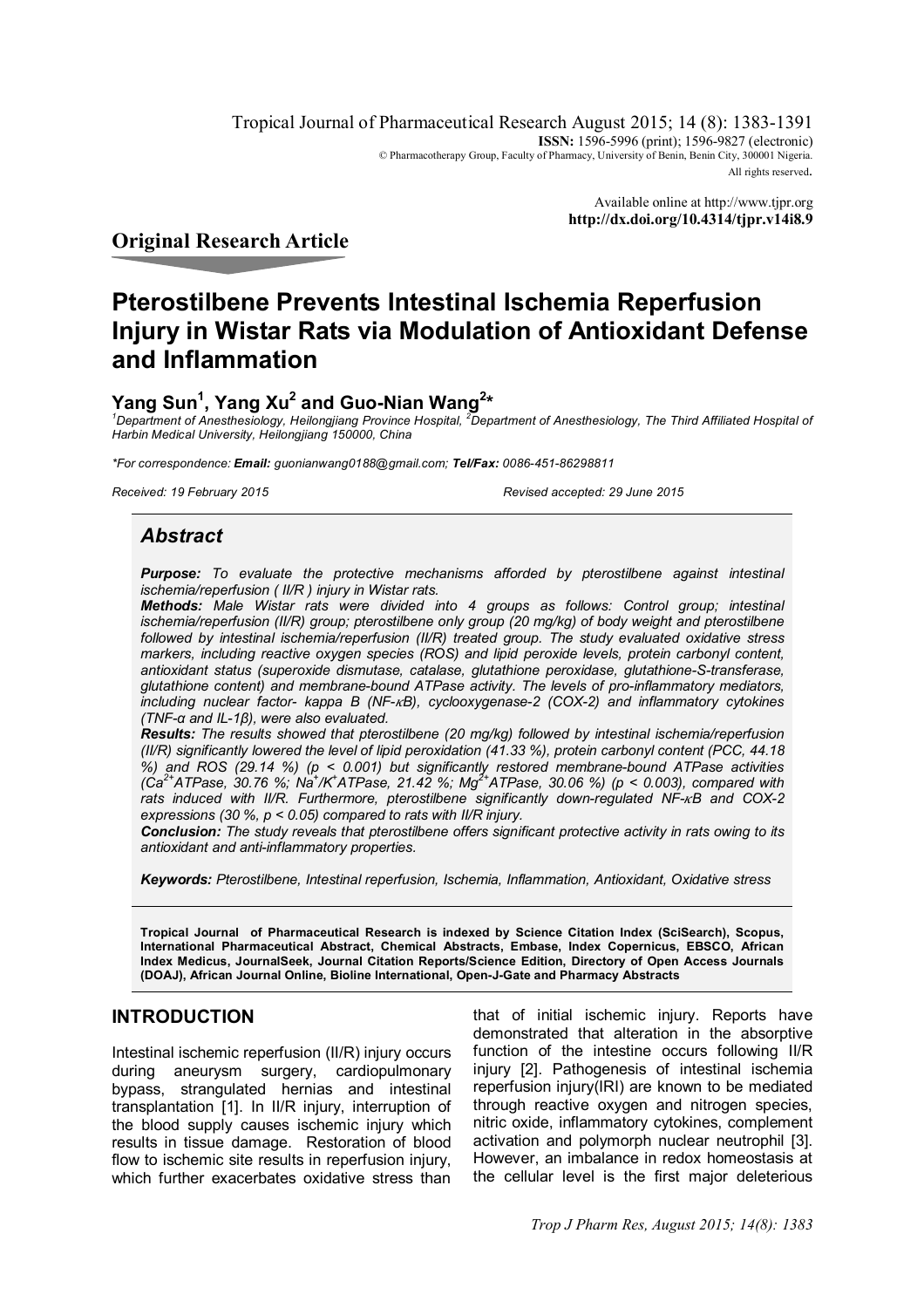Available online at http://www.tjpr.org
**http://dx.doi.org/10.4314/tjpr.v14i8.9**

## Original Research Article

# Pterostilbene Prevents Intestinal Ischemia Reperfusion Injury in Wistar Rats via Modulation of Antioxidant Defense and Inflammation

**Yang Sun[1], Yang Xu[2] and Guo-Nian Wang[2]***

*[1]Department of Anesthesiology, Heilongjiang Province Hospital, [2]Department of Anesthesiology, The Third Affiliated Hospital of Harbin Medical University, Heilongjiang 150000, China*

*\*For correspondence: **Email:** guonianwang0188@gmail.com; **Tel/Fax:** 0086-451-86298811*

*Received: 19 February 2015 Revised accepted: 29 June 2015*

## *Abstract*

***Purpose:*** *To evaluate the protective mechanisms afforded by pterostilbene against intestinal ischemia/reperfusion ( II/R ) injury in Wistar rats.*

***Methods:*** *Male Wistar rats were divided into 4 groups as follows: Control group; intestinal ischemia/reperfusion (II/R) group; pterostilbene only group (20 mg/kg) of body weight and pterostilbene followed by intestinal ischemia/reperfusion (II/R) treated group. The study evaluated oxidative stress markers, including reactive oxygen species (ROS) and lipid peroxide levels, protein carbonyl content, antioxidant status (superoxide dismutase, catalase, glutathione peroxidase, glutathione-S-transferase, glutathione content) and membrane-bound ATPase activity. The levels of pro-inflammatory mediators, including nuclear factor- kappa B (NF-κB), cyclooxygenase-2 (COX-2) and inflammatory cytokines (TNF-α and IL-1β), were also evaluated.*

***Results:*** *The results showed that pterostilbene (20 mg/kg) followed by intestinal ischemia/reperfusion (II/R) significantly lowered the level of lipid peroxidation (41.33 %), protein carbonyl content (PCC, 44.18 %) and ROS (29.14 %) ($p < 0.001$) but significantly restored membrane-bound ATPase activities ($Ca^{2+}$ATPase, 30.76 %; $Na^{+}/K^{+}$ATPase, 21.42 %; $Mg^{2+}$ATPase, 30.06 %) ($p < 0.003$), compared with rats induced with II/R. Furthermore, pterostilbene significantly down-regulated NF-κB and COX-2 expressions (30 %, $p < 0.05$) compared to rats with II/R injury.*

***Conclusion:*** *The study reveals that pterostilbene offers significant protective activity in rats owing to its antioxidant and anti-inflammatory properties.*

***Keywords:*** *Pterostilbene, Intestinal reperfusion, Ischemia, Inflammation, Antioxidant, Oxidative stress*

**Tropical Journal of Pharmaceutical Research is indexed by Science Citation Index (SciSearch), Scopus, International Pharmaceutical Abstract, Chemical Abstracts, Embase, Index Copernicus, EBSCO, African Index Medicus, JournalSeek, Journal Citation Reports/Science Edition, Directory of Open Access Journals (DOAJ), African Journal Online, Bioline International, Open-J-Gate and Pharmacy Abstracts**

## INTRODUCTION

Intestinal ischemic reperfusion (II/R) injury occurs during aneurysm surgery, cardiopulmonary bypass, strangulated hernias and intestinal transplantation [1]. In II/R injury, interruption of the blood supply causes ischemic injury which results in tissue damage. Restoration of blood flow to ischemic site results in reperfusion injury, which further exacerbates oxidative stress than that of initial ischemic injury. Reports have demonstrated that alteration in the absorptive function of the intestine occurs following II/R injury [2]. Pathogenesis of intestinal ischemia reperfusion injury(IRI) are known to be mediated through reactive oxygen and nitrogen species, nitric oxide, inflammatory cytokines, complement activation and polymorph nuclear neutrophil [3]. However, an imbalance in redox homeostasis at the cellular level is the first major deleterious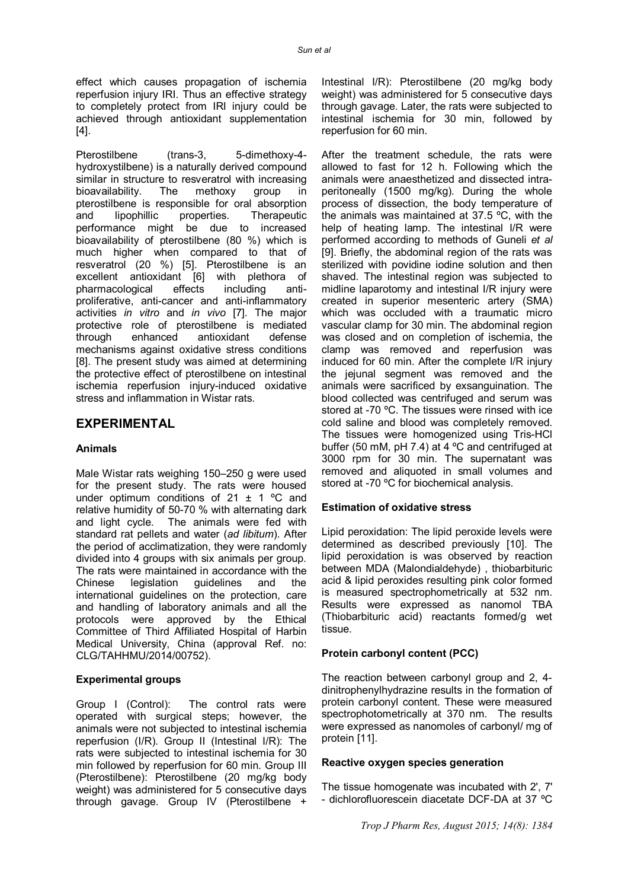effect which causes propagation of ischemia reperfusion injury IRI. Thus an effective strategy to completely protect from IRI injury could be achieved through antioxidant supplementation [4].

Pterostilbene (trans-3, 5-dimethoxy-4-hydroxystilbene) is a naturally derived compound similar in structure to resveratrol with increasing bioavailability. The methoxy group in pterostilbene is responsible for oral absorption and lipophillic properties. Therapeutic performance might be due to increased bioavailability of pterostilbene (80 %) which is much higher when compared to that of resveratrol (20 %) [5]. Pterostilbene is an excellent antioxidant [6] with plethora of pharmacological effects including anti-proliferative, anti-cancer and anti-inflammatory activities *in vitro* and *in vivo* [7]. The major protective role of pterostilbene is mediated through enhanced antioxidant defense mechanisms against oxidative stress conditions [8]. The present study was aimed at determining the protective effect of pterostilbene on intestinal ischemia reperfusion injury-induced oxidative stress and inflammation in Wistar rats.

## EXPERIMENTAL

### Animals

Male Wistar rats weighing 150–250 g were used for the present study. The rats were housed under optimum conditions of 21 ± 1 ºC and relative humidity of 50-70 % with alternating dark and light cycle. The animals were fed with standard rat pellets and water (*ad libitum*). After the period of acclimatization, they were randomly divided into 4 groups with six animals per group. The rats were maintained in accordance with the Chinese legislation guidelines and the international guidelines on the protection, care and handling of laboratory animals and all the protocols were approved by the Ethical Committee of Third Affiliated Hospital of Harbin Medical University, China (approval Ref. no: CLG/TAHHMU/2014/00752).

### Experimental groups

Group I (Control): The control rats were operated with surgical steps; however, the animals were not subjected to intestinal ischemia reperfusion (I/R). Group II (Intestinal I/R): The rats were subjected to intestinal ischemia for 30 min followed by reperfusion for 60 min. Group III (Pterostilbene): Pterostilbene (20 mg/kg body weight) was administered for 5 consecutive days through gavage. Group IV (Pterostilbene + Intestinal I/R): Pterostilbene (20 mg/kg body weight) was administered for 5 consecutive days through gavage. Later, the rats were subjected to intestinal ischemia for 30 min, followed by reperfusion for 60 min.

After the treatment schedule, the rats were allowed to fast for 12 h. Following which the animals were anaesthetized and dissected intra-peritoneally (1500 mg/kg). During the whole process of dissection, the body temperature of the animals was maintained at 37.5 ºC, with the help of heating lamp. The intestinal I/R were performed according to methods of Guneli *et al* [9]. Briefly, the abdominal region of the rats was sterilized with povidine iodine solution and then shaved. The intestinal region was subjected to midline laparotomy and intestinal I/R injury were created in superior mesenteric artery (SMA) which was occluded with a traumatic micro vascular clamp for 30 min. The abdominal region was closed and on completion of ischemia, the clamp was removed and reperfusion was induced for 60 min. After the complete I/R injury the jejunal segment was removed and the animals were sacrificed by exsanguination. The blood collected was centrifuged and serum was stored at -70 ºC. The tissues were rinsed with ice cold saline and blood was completely removed. The tissues were homogenized using Tris-HCl buffer (50 mM, pH 7.4) at 4 ºC and centrifuged at 3000 rpm for 30 min. The supernatant was removed and aliquoted in small volumes and stored at -70 ºC for biochemical analysis.

### Estimation of oxidative stress

Lipid peroxidation: The lipid peroxide levels were determined as described previously [10]. The lipid peroxidation is was observed by reaction between MDA (Malondialdehyde) , thiobarbituric acid & lipid peroxides resulting pink color formed is measured spectrophotometrically at 532 nm. Results were expressed as nanomol TBA (Thiobarbituric acid) reactants formed/g wet tissue.

### Protein carbonyl content (PCC)

The reaction between carbonyl group and 2, 4-dinitrophenylhydrazine results in the formation of protein carbonyl content. These were measured spectrophotometrically at 370 nm. The results were expressed as nanomoles of carbonyl/ mg of protein [11].

### Reactive oxygen species generation

The tissue homogenate was incubated with 2', 7' - dichlorofluorescein diacetate DCF-DA at 37 ºC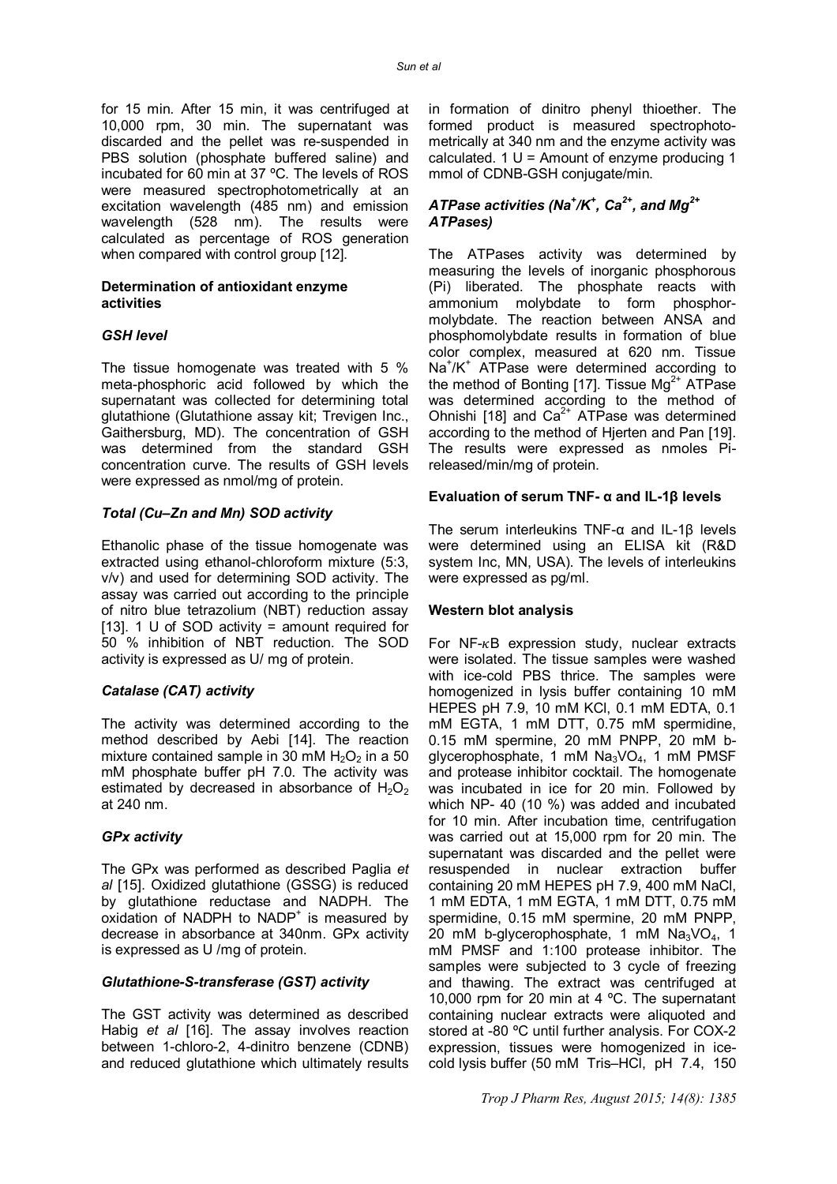for 15 min. After 15 min, it was centrifuged at 10,000 rpm, 30 min. The supernatant was discarded and the pellet was re-suspended in PBS solution (phosphate buffered saline) and incubated for 60 min at 37 ºC. The levels of ROS were measured spectrophotometrically at an excitation wavelength (485 nm) and emission wavelength (528 nm). The results were calculated as percentage of ROS generation when compared with control group [12].

**Determination of antioxidant enzyme activities**

***GSH level***

The tissue homogenate was treated with 5 % meta-phosphoric acid followed by which the supernatant was collected for determining total glutathione (Glutathione assay kit; Trevigen Inc., Gaithersburg, MD). The concentration of GSH was determined from the standard GSH concentration curve. The results of GSH levels were expressed as nmol/mg of protein.

***Total (Cu–Zn and Mn) SOD activity***

Ethanolic phase of the tissue homogenate was extracted using ethanol-chloroform mixture (5:3, v/v) and used for determining SOD activity. The assay was carried out according to the principle of nitro blue tetrazolium (NBT) reduction assay [13]. 1 U of SOD activity = amount required for 50 % inhibition of NBT reduction. The SOD activity is expressed as U/ mg of protein.

***Catalase (CAT) activity***

The activity was determined according to the method described by Aebi [14]. The reaction mixture contained sample in 30 mM $H_2O_2$ in a 50 mM phosphate buffer pH 7.0. The activity was estimated by decreased in absorbance of $H_2O_2$ at 240 nm.

***GPx activity***

The GPx was performed as described Paglia *et al* [15]. Oxidized glutathione (GSSG) is reduced by glutathione reductase and NADPH. The oxidation of NADPH to $NADP^+$ is measured by decrease in absorbance at 340nm. GPx activity is expressed as U /mg of protein.

***Glutathione-S-transferase (GST) activity***

The GST activity was determined as described Habig *et al* [16]. The assay involves reaction between 1-chloro-2, 4-dinitro benzene (CDNB) and reduced glutathione which ultimately results in formation of dinitro phenyl thioether. The formed product is measured spectrophotometrically at 340 nm and the enzyme activity was calculated. 1 U = Amount of enzyme producing 1 mmol of CDNB-GSH conjugate/min.

***ATPase activities ($Na^+/K^+$, $Ca^{2+}$, and $Mg^{2+}$ ATPases)***

The ATPases activity was determined by measuring the levels of inorganic phosphorous (Pi) liberated. The phosphate reacts with ammonium molybdate to form phosphormolybdate. The reaction between ANSA and phosphomolybdate results in formation of blue color complex, measured at 620 nm. Tissue $Na^+/K^+$ ATPase were determined according to the method of Bonting [17]. Tissue $Mg^{2+}$ ATPase was determined according to the method of Ohnishi [18] and $Ca^{2+}$ ATPase was determined according to the method of Hjerten and Pan [19]. The results were expressed as nmoles Pi-released/min/mg of protein.

**Evaluation of serum TNF- α and IL-1β levels**

The serum interleukins TNF-α and IL-1β levels were determined using an ELISA kit (R&D system Inc, MN, USA). The levels of interleukins were expressed as pg/ml.

**Western blot analysis**

For NF-κB expression study, nuclear extracts were isolated. The tissue samples were washed with ice-cold PBS thrice. The samples were homogenized in lysis buffer containing 10 mM HEPES pH 7.9, 10 mM KCl, 0.1 mM EDTA, 0.1 mM EGTA, 1 mM DTT, 0.75 mM spermidine, 0.15 mM spermine, 20 mM PNPP, 20 mM b-glycerophosphate, 1 mM $Na_3VO_4$, 1 mM PMSF and protease inhibitor cocktail. The homogenate was incubated in ice for 20 min. Followed by which NP- 40 (10 %) was added and incubated for 10 min. After incubation time, centrifugation was carried out at 15,000 rpm for 20 min. The supernatant was discarded and the pellet were resuspended in nuclear extraction buffer containing 20 mM HEPES pH 7.9, 400 mM NaCl, 1 mM EDTA, 1 mM EGTA, 1 mM DTT, 0.75 mM spermidine, 0.15 mM spermine, 20 mM PNPP, 20 mM b-glycerophosphate, 1 mM $Na_3VO_4$, 1 mM PMSF and 1:100 protease inhibitor. The samples were subjected to 3 cycle of freezing and thawing. The extract was centrifuged at 10,000 rpm for 20 min at 4 ºC. The supernatant containing nuclear extracts were aliquoted and stored at -80 ºC until further analysis. For COX-2 expression, tissues were homogenized in ice-cold lysis buffer (50 mM Tris–HCl, pH 7.4, 150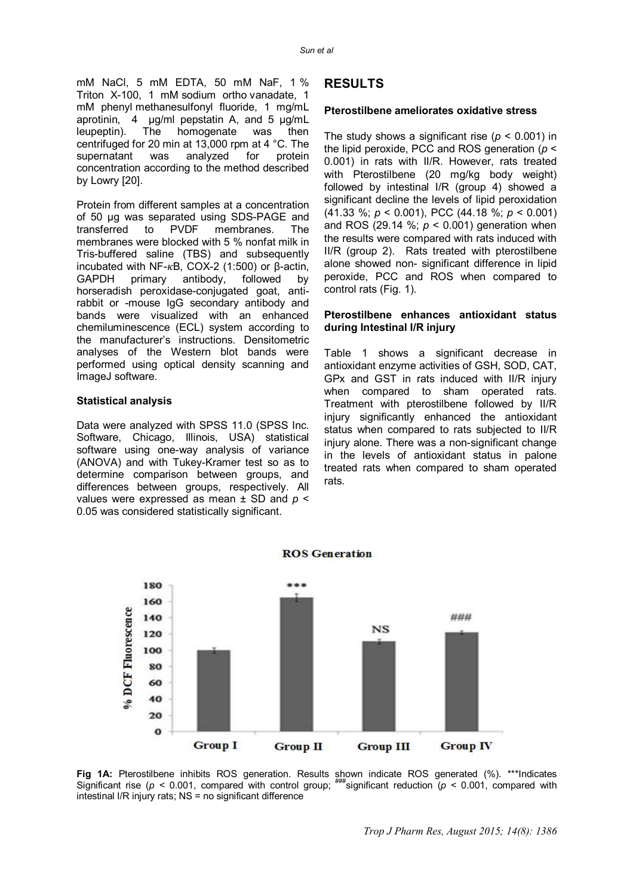mM NaCl, 5 mM EDTA, 50 mM NaF, 1 % Triton X-100, 1 mM sodium ortho vanadate, 1 mM phenyl methanesulfonyl fluoride, 1 mg/mL aprotinin, 4 µg/ml pepstatin A, and 5 µg/mL leupeptin). The homogenate was then centrifuged for 20 min at 13,000 rpm at 4 °C. The supernatant was analyzed for protein concentration according to the method described by Lowry [20].

Protein from different samples at a concentration of 50 µg was separated using SDS-PAGE and transferred to PVDF membranes. The membranes were blocked with 5 % nonfat milk in Tris-buffered saline (TBS) and subsequently incubated with NF-κB, COX-2 (1:500) or β-actin, GAPDH primary antibody, followed by horseradish peroxidase-conjugated goat, anti-rabbit or -mouse IgG secondary antibody and bands were visualized with an enhanced chemiluminescence (ECL) system according to the manufacturer's instructions. Densitometric analyses of the Western blot bands were performed using optical density scanning and ImageJ software.

### Statistical analysis

Data were analyzed with SPSS 11.0 (SPSS Inc. Software, Chicago, Illinois, USA) statistical software using one-way analysis of variance (ANOVA) and with Tukey-Kramer test so as to determine comparison between groups, and differences between groups, respectively. All values were expressed as mean ± SD and $p < 0.05$ was considered statistically significant.

## RESULTS

### Pterostilbene ameliorates oxidative stress

The study shows a significant rise ($p < 0.001$) in the lipid peroxide, PCC and ROS generation ($p < 0.001$) in rats with II/R. However, rats treated with Pterostilbene (20 mg/kg body weight) followed by intestinal I/R (group 4) showed a significant decline the levels of lipid peroxidation (41.33 %; $p < 0.001$), PCC (44.18 %; $p < 0.001$) and ROS (29.14 %; $p < 0.001$) generation when the results were compared with rats induced with II/R (group 2). Rats treated with pterostilbene alone showed non- significant difference in lipid peroxide, PCC and ROS when compared to control rats (Fig. 1).

### Pterostilbene enhances antioxidant status during Intestinal I/R injury

Table 1 shows a significant decrease in antioxidant enzyme activities of GSH, SOD, CAT, GPx and GST in rats induced with II/R injury when compared to sham operated rats. Treatment with pterostilbene followed by II/R injury significantly enhanced the antioxidant status when compared to rats subjected to II/R injury alone. There was a non-significant change in the levels of antioxidant status in palone treated rats when compared to sham operated rats.

**Fig 1A:** Pterostilbene inhibits ROS generation. Results shown indicate ROS generated (%). ***Indicates Significant rise ($p < 0.001$, compared with control group; ###significant reduction ($p < 0.001$, compared with intestinal I/R injury rats; NS = no significant difference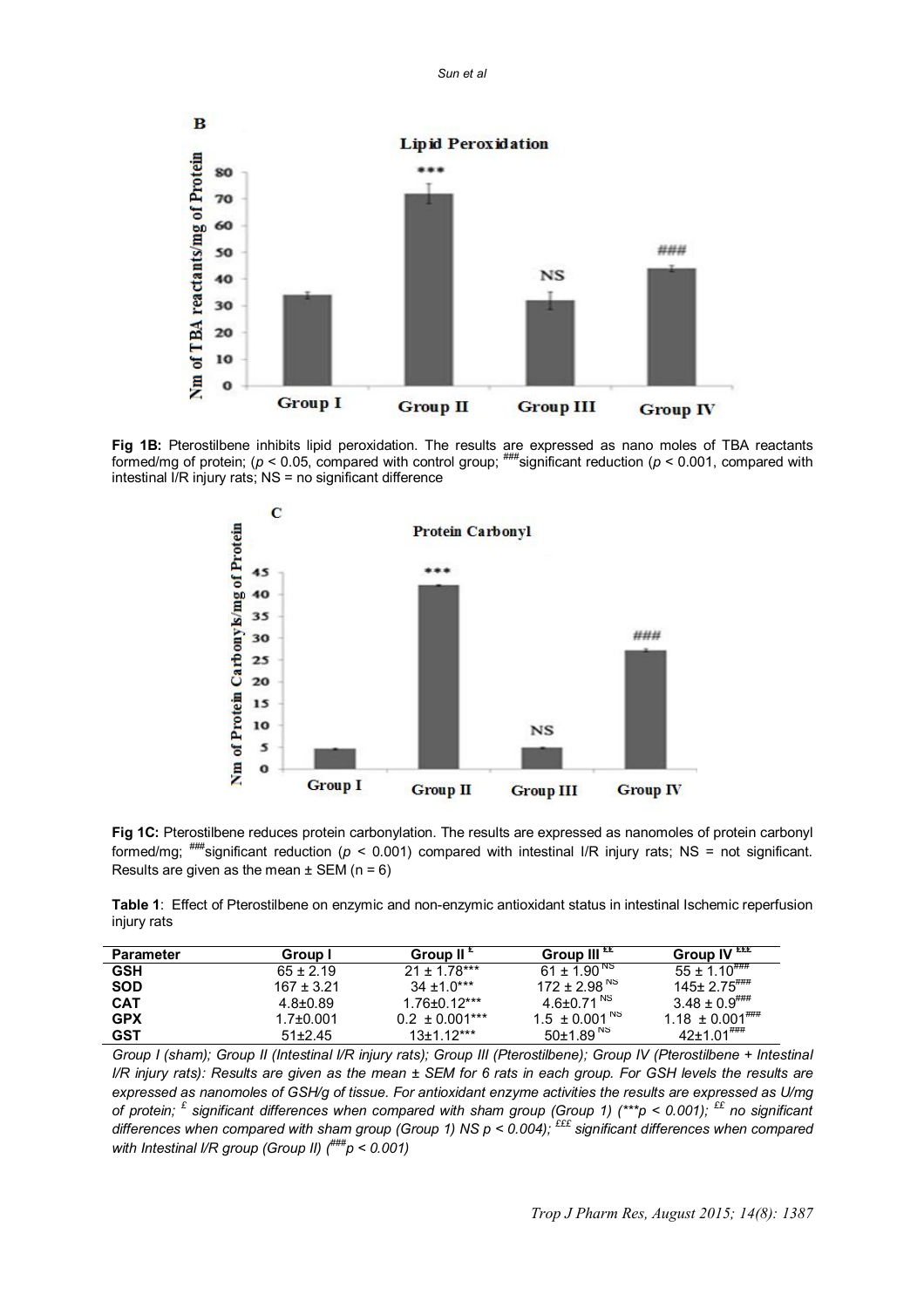**Fig 1B:** Pterostilbene inhibits lipid peroxidation. The results are expressed as nano moles of TBA reactants formed/mg of protein; ($p < 0.05$, compared with control group; ###significant reduction ($p < 0.001$, compared with intestinal I/R injury rats; NS = no significant difference

**Fig 1C:** Pterostilbene reduces protein carbonylation. The results are expressed as nanomoles of protein carbonyl formed/mg; ###significant reduction ($p < 0.001$) compared with intestinal I/R injury rats; NS = not significant. Results are given as the mean ± SEM (n = 6)

**Table 1**: Effect of Pterostilbene on enzymic and non-enzymic antioxidant status in intestinal Ischemic reperfusion injury rats

| Parameter | Group I | Group II [£] | Group III [££] | Group IV [£££] |
|---|---|---|---|---|
| GSH | 65 ± 2.19 | 21 ± 1.78*** | 61 ± 1.90 [NS] | 55 ± 1.10### |
| SOD | 167 ± 3.21 | 34 ±1.0*** | 172 ± 2.98 [NS] | 145± 2.75### |
| CAT | 4.8±0.89 | 1.76±0.12*** | 4.6±0.71 [NS] | 3.48 ± 0.9### |
| GPX | 1.7±0.001 | 0.2 ± 0.001*** | 1.5 ± 0.001 [NS] | 1.18 ± 0.001### |
| GST | 51±2.45 | 13±1.12*** | 50±1.89 [NS] | 42±1.01### |

*Group I (sham); Group II (Intestinal I/R injury rats); Group III (Pterostilbene); Group IV (Pterostilbene + Intestinal I/R injury rats): Results are given as the mean ± SEM for 6 rats in each group. For GSH levels the results are expressed as nanomoles of GSH/g of tissue. For antioxidant enzyme activities the results are expressed as U/mg of protein; [£] significant differences when compared with sham group (Group 1) (\*\*\*p < 0.001); [££] no significant differences when compared with sham group (Group 1) NS p < 0.004); [£££] significant differences when compared with Intestinal I/R group (Group II) (###p < 0.001)*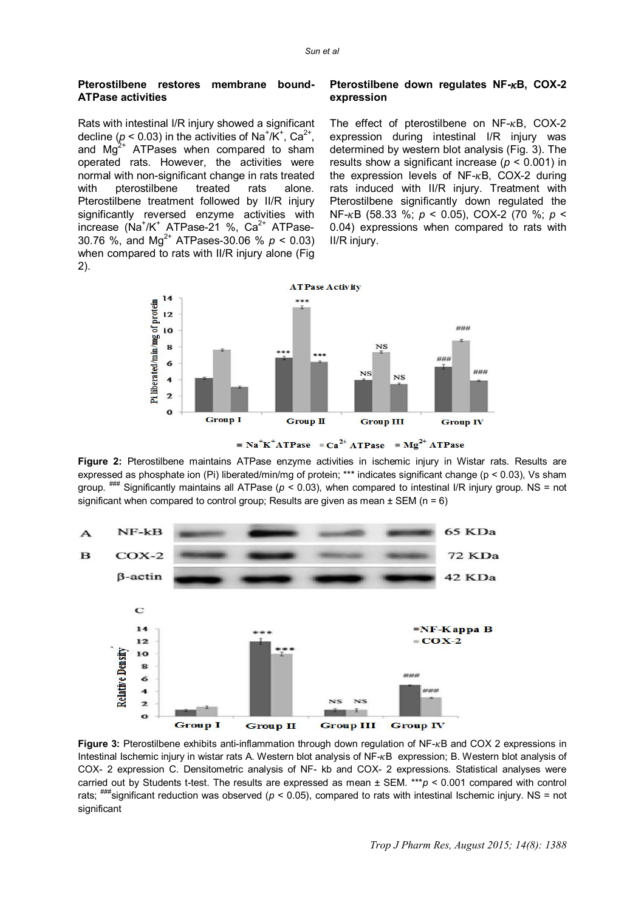### Pterostilbene restores membrane bound-ATPase activities

Rats with intestinal I/R injury showed a significant decline ($p < 0.03$) in the activities of $Na^+/K^+$, $Ca^{2+}$, and $Mg^{2+}$ ATPases when compared to sham operated rats. However, the activities were normal with non-significant change in rats treated with pterostilbene treated rats alone. Pterostilbene treatment followed by II/R injury significantly reversed enzyme activities with increase ($Na^+/K^+$ ATPase-21 %, $Ca^{2+}$ ATPase-30.76 %, and $Mg^{2+}$ ATPases-30.06 % $p < 0.03$) when compared to rats with II/R injury alone (Fig 2).

### Pterostilbene down regulates NF-κB, COX-2 expression

The effect of pterostilbene on NF-κB, COX-2 expression during intestinal I/R injury was determined by western blot analysis (Fig. 3). The results show a significant increase ($p < 0.001$) in the expression levels of NF-κB, COX-2 during rats induced with II/R injury. Treatment with Pterostilbene significantly down regulated the NF-κB (58.33 %; $p < 0.05$), COX-2 (70 %; $p < 0.04$) expressions when compared to rats with II/R injury.

**Figure 2:** Pterostilbene maintains ATPase enzyme activities in ischemic injury in Wistar rats. Results are expressed as phosphate ion (Pi) liberated/min/mg of protein; *** indicates significant change (p < 0.03), Vs sham group. ### Significantly maintains all ATPase ($p < 0.03$), when compared to intestinal I/R injury group. NS = not significant when compared to control group; Results are given as mean ± SEM (n = 6)

**Figure 3:** Pterostilbene exhibits anti-inflammation through down regulation of NF-κB and COX 2 expressions in Intestinal Ischemic injury in wistar rats A. Western blot analysis of NF-κB expression; B. Western blot analysis of COX- 2 expression C. Densitometric analysis of NF- kb and COX- 2 expressions. Statistical analyses were carried out by Students t-test. The results are expressed as mean ± SEM. ***$p < 0.001$ compared with control rats; ###significant reduction was observed ($p < 0.05$), compared to rats with intestinal Ischemic injury. NS = not significant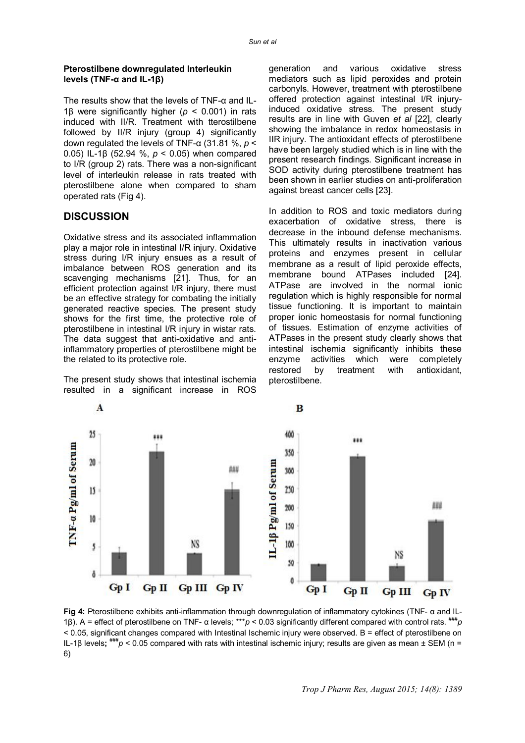**Pterostilbene downregulated Interleukin levels (TNF-α and IL-1β)**

The results show that the levels of TNF-α and IL-1β were significantly higher ($p < 0.001$) in rats induced with II/R. Treatment with tterostilbene followed by II/R injury (group 4) significantly down regulated the levels of TNF-α (31.81 %, $p < 0.05$) IL-1β (52.94 %, $p < 0.05$) when compared to I/R (group 2) rats. There was a non-significant level of interleukin release in rats treated with pterostilbene alone when compared to sham operated rats (Fig 4).

## DISCUSSION

Oxidative stress and its associated inflammation play a major role in intestinal I/R injury. Oxidative stress during I/R injury ensues as a result of imbalance between ROS generation and its scavenging mechanisms [21]. Thus, for an efficient protection against I/R injury, there must be an effective strategy for combating the initially generated reactive species. The present study shows for the first time, the protective role of pterostilbene in intestinal I/R injury in wistar rats. The data suggest that anti-oxidative and anti-inflammatory properties of pterostilbene might be the related to its protective role.

The present study shows that intestinal ischemia resulted in a significant increase in ROS generation and various oxidative stress mediators such as lipid peroxides and protein carbonyls. However, treatment with pterostilbene offered protection against intestinal I/R injury-induced oxidative stress. The present study results are in line with Guven *et al* [22], clearly showing the imbalance in redox homeostasis in IIR injury. The antioxidant effects of pterostilbene have been largely studied which is in line with the present research findings. Significant increase in SOD activity during pterostilbene treatment has been shown in earlier studies on anti-proliferation against breast cancer cells [23].

In addition to ROS and toxic mediators during exacerbation of oxidative stress, there is decrease in the inbound defense mechanisms. This ultimately results in inactivation various proteins and enzymes present in cellular membrane as a result of lipid peroxide effects, membrane bound ATPases included [24]. ATPase are involved in the normal ionic regulation which is highly responsible for normal tissue functioning. It is important to maintain proper ionic homeostasis for normal functioning of tissues. Estimation of enzyme activities of ATPases in the present study clearly shows that intestinal ischemia significantly inhibits these enzyme activities which were completely restored by treatment with antioxidant, pterostilbene.

**Fig 4:** Pterostilbene exhibits anti-inflammation through downregulation of inflammatory cytokines (TNF- α and IL-1β). A = effect of pterostilbene on TNF- α levels; $^{***}p < 0.03$ significantly different compared with control rats. $^{\#\#\#}p < 0.05$, significant changes compared with Intestinal Ischemic injury were observed. B = effect of pterostilbene on IL-1β levels; $^{\#\#\#}p < 0.05$ compared with rats with intestinal ischemic injury; results are given as mean ± SEM (n = 6)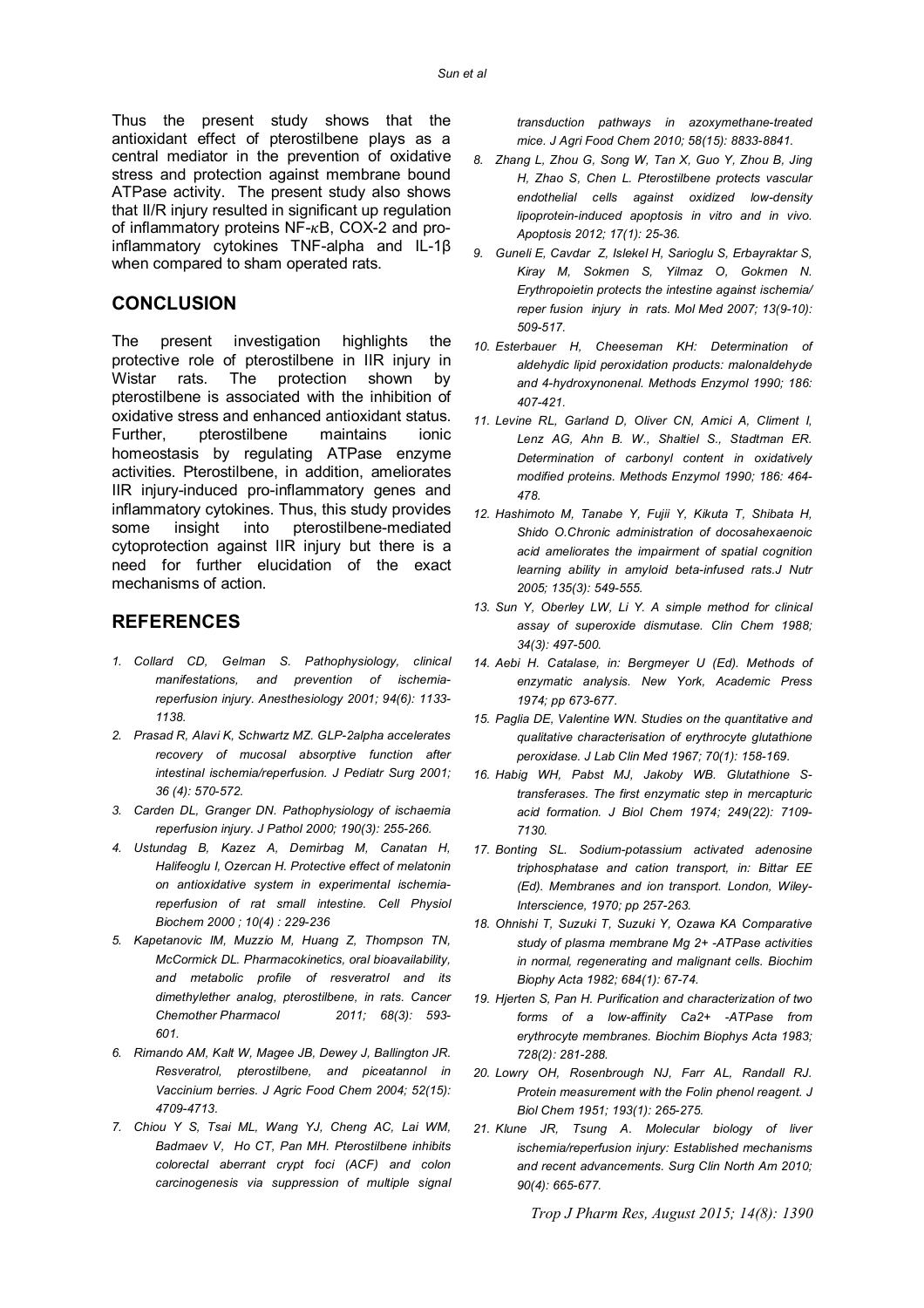Thus the present study shows that the antioxidant effect of pterostilbene plays as a central mediator in the prevention of oxidative stress and protection against membrane bound ATPase activity. The present study also shows that II/R injury resulted in significant up regulation of inflammatory proteins NF-κB, COX-2 and pro-inflammatory cytokines TNF-alpha and IL-1β when compared to sham operated rats.

## CONCLUSION

The present investigation highlights the protective role of pterostilbene in IIR injury in Wistar rats. The protection shown by pterostilbene is associated with the inhibition of oxidative stress and enhanced antioxidant status. Further, pterostilbene maintains ionic homeostasis by regulating ATPase enzyme activities. Pterostilbene, in addition, ameliorates IIR injury-induced pro-inflammatory genes and inflammatory cytokines. Thus, this study provides some insight into pterostilbene-mediated cytoprotection against IIR injury but there is a need for further elucidation of the exact mechanisms of action.

## REFERENCES

1. *Collard CD, Gelman S. Pathophysiology, clinical manifestations, and prevention of ischemia-reperfusion injury. Anesthesiology 2001; 94(6): 1133-1138.*
2. *Prasad R, Alavi K, Schwartz MZ. GLP-2alpha accelerates recovery of mucosal absorptive function after intestinal ischemia/reperfusion. J Pediatr Surg 2001; 36 (4): 570-572.*
3. *Carden DL, Granger DN. Pathophysiology of ischaemia reperfusion injury. J Pathol 2000; 190(3): 255-266.*
4. *Ustundag B, Kazez A, Demirbag M, Canatan H, Halifeoglu I, Ozercan H. Protective effect of melatonin on antioxidative system in experimental ischemia-reperfusion of rat small intestine. Cell Physiol Biochem 2000 ; 10(4) : 229-236*
5. *Kapetanovic IM, Muzzio M, Huang Z, Thompson TN, McCormick DL. Pharmacokinetics, oral bioavailability, and metabolic profile of resveratrol and its dimethylether analog, pterostilbene, in rats. Cancer Chemother Pharmacol 2011; 68(3): 593-601.*
6. *Rimando AM, Kalt W, Magee JB, Dewey J, Ballington JR. Resveratrol, pterostilbene, and piceatannol in Vaccinium berries. J Agric Food Chem 2004; 52(15): 4709-4713.*
7. *Chiou Y S, Tsai ML, Wang YJ, Cheng AC, Lai WM, Badmaev V, Ho CT, Pan MH. Pterostilbene inhibits colorectal aberrant crypt foci (ACF) and colon carcinogenesis via suppression of multiple signal transduction pathways in azoxymethane-treated mice. J Agri Food Chem 2010; 58(15): 8833-8841.*
8. *Zhang L, Zhou G, Song W, Tan X, Guo Y, Zhou B, Jing H, Zhao S, Chen L. Pterostilbene protects vascular endothelial cells against oxidized low-density lipoprotein-induced apoptosis in vitro and in vivo. Apoptosis 2012; 17(1): 25-36.*
9. *Guneli E, Cavdar Z, Islekel H, Sarioglu S, Erbayraktar S, Kiray M, Sokmen S, Yilmaz O, Gokmen N. Erythropoietin protects the intestine against ischemia/ reper fusion injury in rats. Mol Med 2007; 13(9-10): 509-517.*
10. *Esterbauer H, Cheeseman KH: Determination of aldehydic lipid peroxidation products: malonaldehyde and 4-hydroxynonenal. Methods Enzymol 1990; 186: 407-421.*
11. *Levine RL, Garland D, Oliver CN, Amici A, Climent I, Lenz AG, Ahn B. W., Shaltiel S., Stadtman ER. Determination of carbonyl content in oxidatively modified proteins. Methods Enzymol 1990; 186: 464-478.*
12. *Hashimoto M, Tanabe Y, Fujii Y, Kikuta T, Shibata H, Shido O.Chronic administration of docosahexaenoic acid ameliorates the impairment of spatial cognition learning ability in amyloid beta-infused rats.J Nutr 2005; 135(3): 549-555.*
13. *Sun Y, Oberley LW, Li Y. A simple method for clinical assay of superoxide dismutase. Clin Chem 1988; 34(3): 497-500.*
14. *Aebi H. Catalase, in: Bergmeyer U (Ed). Methods of enzymatic analysis. New York, Academic Press 1974; pp 673-677.*
15. *Paglia DE, Valentine WN. Studies on the quantitative and qualitative characterisation of erythrocyte glutathione peroxidase. J Lab Clin Med 1967; 70(1): 158-169.*
16. *Habig WH, Pabst MJ, Jakoby WB. Glutathione S-transferases. The first enzymatic step in mercapturic acid formation. J Biol Chem 1974; 249(22): 7109-7130.*
17. *Bonting SL. Sodium-potassium activated adenosine triphosphatase and cation transport, in: Bittar EE (Ed). Membranes and ion transport. London, Wiley-Interscience, 1970; pp 257-263.*
18. *Ohnishi T, Suzuki T, Suzuki Y, Ozawa KA Comparative study of plasma membrane Mg 2+ -ATPase activities in normal, regenerating and malignant cells. Biochim Biophy Acta 1982; 684(1): 67-74.*
19. *Hjerten S, Pan H. Purification and characterization of two forms of a low-affinity Ca2+ -ATPase from erythrocyte membranes. Biochim Biophys Acta 1983; 728(2): 281-288.*
20. *Lowry OH, Rosenbrough NJ, Farr AL, Randall RJ. Protein measurement with the Folin phenol reagent. J Biol Chem 1951; 193(1): 265-275.*
21. *Klune JR, Tsung A. Molecular biology of liver ischemia/reperfusion injury: Established mechanisms and recent advancements. Surg Clin North Am 2010; 90(4): 665-677.*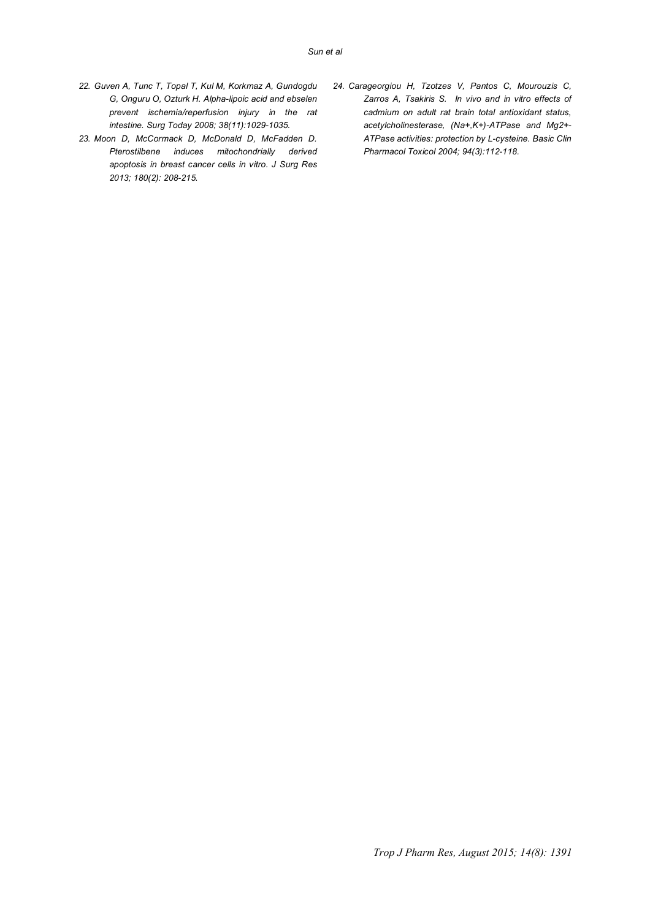22. Guven A, Tunc T, Topal T, Kul M, Korkmaz A, Gundogdu G, Onguru O, Ozturk H. Alpha-lipoic acid and ebselen prevent ischemia/reperfusion injury in the rat intestine. Surg Today 2008; 38(11):1029-1035.
23. Moon D, McCormack D, McDonald D, McFadden D. Pterostilbene induces mitochondrially derived apoptosis in breast cancer cells in vitro. J Surg Res 2013; 180(2): 208-215.
24. Carageorgiou H, Tzotzes V, Pantos C, Mourouzis C, Zarros A, Tsakiris S. In vivo and in vitro effects of cadmium on adult rat brain total antioxidant status, acetylcholinesterase, (Na+,K+)-ATPase and Mg2+-ATPase activities: protection by L-cysteine. Basic Clin Pharmacol Toxicol 2004; 94(3):112-118.